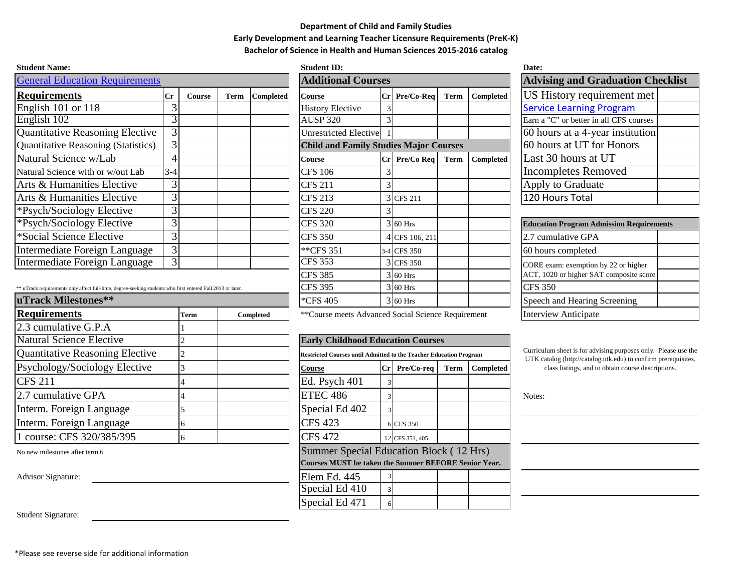**Department of Child and Family Studies**

**Early Development and Learning Teacher Licensure Requirements (PreK-K)**

**Bachelor of Science in Health and Human Sciences 2015-2016 catalog**

**Student Name:**

**Student ID:**

**Date:**

## General Education Requirements

| Requirements | Cr | Course | Term | Completed |
|---|---|---|---|---|
| English 101 or 118 | 3 | | | |
| English 102 | 3 | | | |
| Quantitative Reasoning Elective | 3 | | | |
| Quantitative Reasoning (Statistics) | 3 | | | |
| Natural Science w/Lab | 4 | | | |
| Natural Science with or w/out Lab | 3-4 | | | |
| Arts & Humanities Elective | 3 | | | |
| Arts & Humanities Elective | 3 | | | |
| *Psych/Sociology Elective | 3 | | | |
| *Psych/Sociology Elective | 3 | | | |
| *Social Science Elective | 3 | | | |
| Intermediate Foreign Language | 3 | | | |
| Intermediate Foreign Language | 3 | | | |

** uTrack requirements only affect full-time, degree-seeking students who first entered Fall 2013 or later.

## uTrack Milestones**

| Requirements | Term | Completed |
|---|---|---|
| 2.3 cumulative G.P.A | 1 | |
| Natural Science Elective | 2 | |
| Quantitative Reasoning Elective | 2 | |
| Psychology/Sociology Elective | 3 | |
| CFS 211 | 4 | |
| 2.7 cumulative GPA | 4 | |
| Interm. Foreign Language | 5 | |
| Interm. Foreign Language | 6 | |
| 1 course: CFS 320/385/395 | 6 | |

No new milestones after term 6

Advisor Signature: ____________________

Student Signature: ____________________

## Additional Courses

| Course | Cr | Pre/Co-Req | Term | Completed |
|---|---|---|---|---|
| History Elective | 3 | | | |
| AUSP 320 | 3 | | | |
| Unrestricted Elective | 1 | | | |

## Child and Family Studies Major Courses

| Course | Cr | Pre/Co Req | Term | Completed |
|---|---|---|---|---|
| CFS 106 | 3 | | | |
| CFS 211 | 3 | | | |
| CFS 213 | 3 | CFS 211 | | |
| CFS 220 | 3 | | | |
| CFS 320 | 3 | 60 Hrs | | |
| CFS 350 | 4 | CFS 106, 211 | | |
| **CFS 351 | 3-4 | CFS 350 | | |
| CFS 353 | 3 | CFS 350 | | |
| CFS 385 | 3 | 60 Hrs | | |
| CFS 395 | 3 | 60 Hrs | | |
| *CFS 405 | 3 | 60 Hrs | | |

**Course meets Advanced Social Science Requirement

## Early Childhood Education Courses

**Restricted Courses until Admitted to the Teacher Education Program**

| Course | Cr | Pre/Co-req | Term | Completed |
|---|---|---|---|---|
| Ed. Psych 401 | 3 | | | |
| ETEC 486 | 3 | | | |
| Special Ed 402 | 3 | | | |
| CFS 423 | 6 | CFS 350 | | |
| CFS 472 | 12 | CFS 351, 405 | | |

**Summer Special Education Block ( 12 Hrs)**

**Courses MUST be taken the Summer BEFORE Senior Year.**

| Course | Cr | Pre/Co-req | Term | Completed |
|---|---|---|---|---|
| Elem Ed. 445 | 3 | | | |
| Special Ed 410 | 3 | | | |
| Special Ed 471 | 6 | | | |

## Advising and Graduation Checklist

| Item | |
|---|---|
| US History requirement met | |
| Service Learning Program | |
| Earn a "C" or better in all CFS courses | |
| 60 hours at a 4-year institution | |
| 60 hours at UT for Honors | |
| Last 30 hours at UT | |
| Incompletes Removed | |
| Apply to Graduate | |
| 120 Hours Total | |

## Education Program Admission Requirements

| Requirement | |
|---|---|
| 2.7 cumulative GPA | |
| 60 hours completed | |
| CORE exam: exemption by 22 or higher ACT, 1020 or higher SAT composite score | |
| CFS 350 | |
| Speech and Hearing Screening | |
| Interview Anticipate | |

Curriculum sheet is for advising purposes only. Please use the UTK catalog (http://catalog.utk.edu) to confirm prerequisites, class listings, and to obtain course descriptions.

Notes:

*Please see reverse side for additional information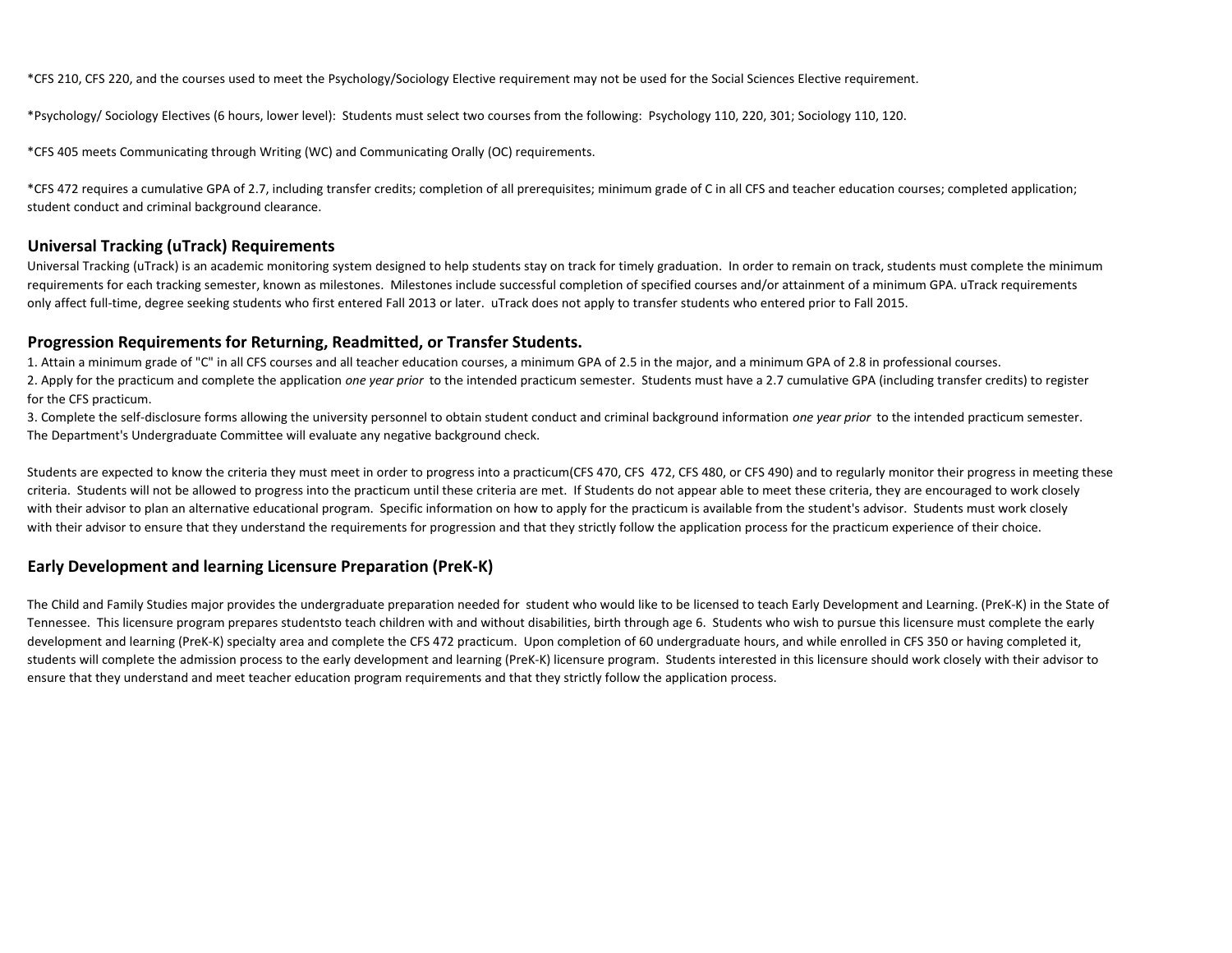*CFS 210, CFS 220, and the courses used to meet the Psychology/Sociology Elective requirement may not be used for the Social Sciences Elective requirement.

*Psychology/ Sociology Electives (6 hours, lower level): Students must select two courses from the following: Psychology 110, 220, 301; Sociology 110, 120.

*CFS 405 meets Communicating through Writing (WC) and Communicating Orally (OC) requirements.

*CFS 472 requires a cumulative GPA of 2.7, including transfer credits; completion of all prerequisites; minimum grade of C in all CFS and teacher education courses; completed application; student conduct and criminal background clearance.

## Universal Tracking (uTrack) Requirements

Universal Tracking (uTrack) is an academic monitoring system designed to help students stay on track for timely graduation. In order to remain on track, students must complete the minimum requirements for each tracking semester, known as milestones. Milestones include successful completion of specified courses and/or attainment of a minimum GPA. uTrack requirements only affect full-time, degree seeking students who first entered Fall 2013 or later. uTrack does not apply to transfer students who entered prior to Fall 2015.

## Progression Requirements for Returning, Readmitted, or Transfer Students.

1. Attain a minimum grade of "C" in all CFS courses and all teacher education courses, a minimum GPA of 2.5 in the major, and a minimum GPA of 2.8 in professional courses.
2. Apply for the practicum and complete the application *one year prior* to the intended practicum semester. Students must have a 2.7 cumulative GPA (including transfer credits) to register for the CFS practicum.
3. Complete the self-disclosure forms allowing the university personnel to obtain student conduct and criminal background information *one year prior* to the intended practicum semester. The Department's Undergraduate Committee will evaluate any negative background check.

Students are expected to know the criteria they must meet in order to progress into a practicum(CFS 470, CFS 472, CFS 480, or CFS 490) and to regularly monitor their progress in meeting these criteria. Students will not be allowed to progress into the practicum until these criteria are met. If Students do not appear able to meet these criteria, they are encouraged to work closely with their advisor to plan an alternative educational program. Specific information on how to apply for the practicum is available from the student's advisor. Students must work closely with their advisor to ensure that they understand the requirements for progression and that they strictly follow the application process for the practicum experience of their choice.

## Early Development and learning Licensure Preparation (PreK-K)

The Child and Family Studies major provides the undergraduate preparation needed for student who would like to be licensed to teach Early Development and Learning. (PreK-K) in the State of Tennessee. This licensure program prepares studentsto teach children with and without disabilities, birth through age 6. Students who wish to pursue this licensure must complete the early development and learning (PreK-K) specialty area and complete the CFS 472 practicum. Upon completion of 60 undergraduate hours, and while enrolled in CFS 350 or having completed it, students will complete the admission process to the early development and learning (PreK-K) licensure program. Students interested in this licensure should work closely with their advisor to ensure that they understand and meet teacher education program requirements and that they strictly follow the application process.